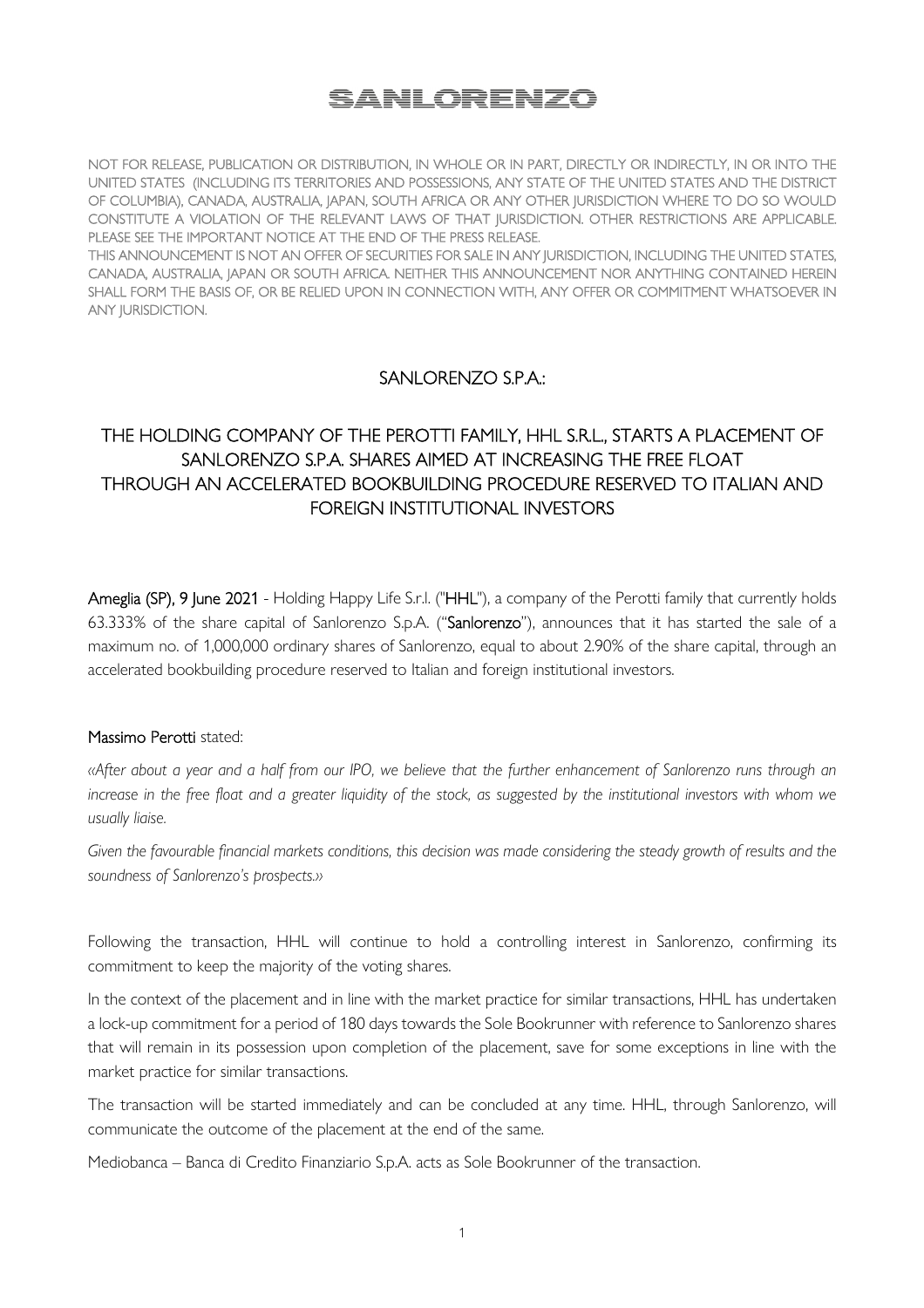# SANLORENZO

NOT FOR RELEASE, PUBLICATION OR DISTRIBUTION, IN WHOLE OR IN PART, DIRECTLY OR INDIRECTLY, IN OR INTO THE UNITED STATES (INCLUDING ITS TERRITORIES AND POSSESSIONS, ANY STATE OF THE UNITED STATES AND THE DISTRICT OF COLUMBIA), CANADA, AUSTRALIA, JAPAN, SOUTH AFRICA OR ANY OTHER JURISDICTION WHERE TO DO SO WOULD CONSTITUTE A VIOLATION OF THE RELEVANT LAWS OF THAT JURISDICTION. OTHER RESTRICTIONS ARE APPLICABLE. PLEASE SEE THE IMPORTANT NOTICE AT THE END OF THE PRESS RELEASE.

THIS ANNOUNCEMENT IS NOT AN OFFER OF SECURITIES FOR SALE IN ANY JURISDICTION, INCLUDING THE UNITED STATES, CANADA, AUSTRALIA, JAPAN OR SOUTH AFRICA. NEITHER THIS ANNOUNCEMENT NOR ANYTHING CONTAINED HEREIN SHALL FORM THE BASIS OF, OR BE RELIED UPON IN CONNECTION WITH, ANY OFFER OR COMMITMENT WHATSOEVER IN ANY JURISDICTION.

## SANLORENZO S.P.A.:

## THE HOLDING COMPANY OF THE PEROTTI FAMILY, HHL S.R.L., STARTS A PLACEMENT OF SANLORENZO S.P.A. SHARES AIMED AT INCREASING THE FREE FLOAT THROUGH AN ACCELERATED BOOKBUILDING PROCEDURE RESERVED TO ITALIAN AND FOREIGN INSTITUTIONAL INVESTORS

**Ameglia (SP), 9 June 2021** - Holding Happy Life S.r.l. ("**HHL**"), a company of the Perotti family that currently holds 63.333% of the share capital of Sanlorenzo S.p.A. ("**Sanlorenzo**"), announces that it has started the sale of a maximum no. of 1,000,000 ordinary shares of Sanlorenzo, equal to about 2.90% of the share capital, through an accelerated bookbuilding procedure reserved to Italian and foreign institutional investors.

**Massimo Perotti** stated:

*«After about a year and a half from our IPO, we believe that the further enhancement of Sanlorenzo runs through an increase in the free float and a greater liquidity of the stock, as suggested by the institutional investors with whom we usually liaise.*

*Given the favourable financial markets conditions, this decision was made considering the steady growth of results and the soundness of Sanlorenzo's prospects.»*

Following the transaction, HHL will continue to hold a controlling interest in Sanlorenzo, confirming its commitment to keep the majority of the voting shares.

In the context of the placement and in line with the market practice for similar transactions, HHL has undertaken a lock-up commitment for a period of 180 days towards the Sole Bookrunner with reference to Sanlorenzo shares that will remain in its possession upon completion of the placement, save for some exceptions in line with the market practice for similar transactions.

The transaction will be started immediately and can be concluded at any time. HHL, through Sanlorenzo, will communicate the outcome of the placement at the end of the same.

Mediobanca – Banca di Credito Finanziario S.p.A. acts as Sole Bookrunner of the transaction.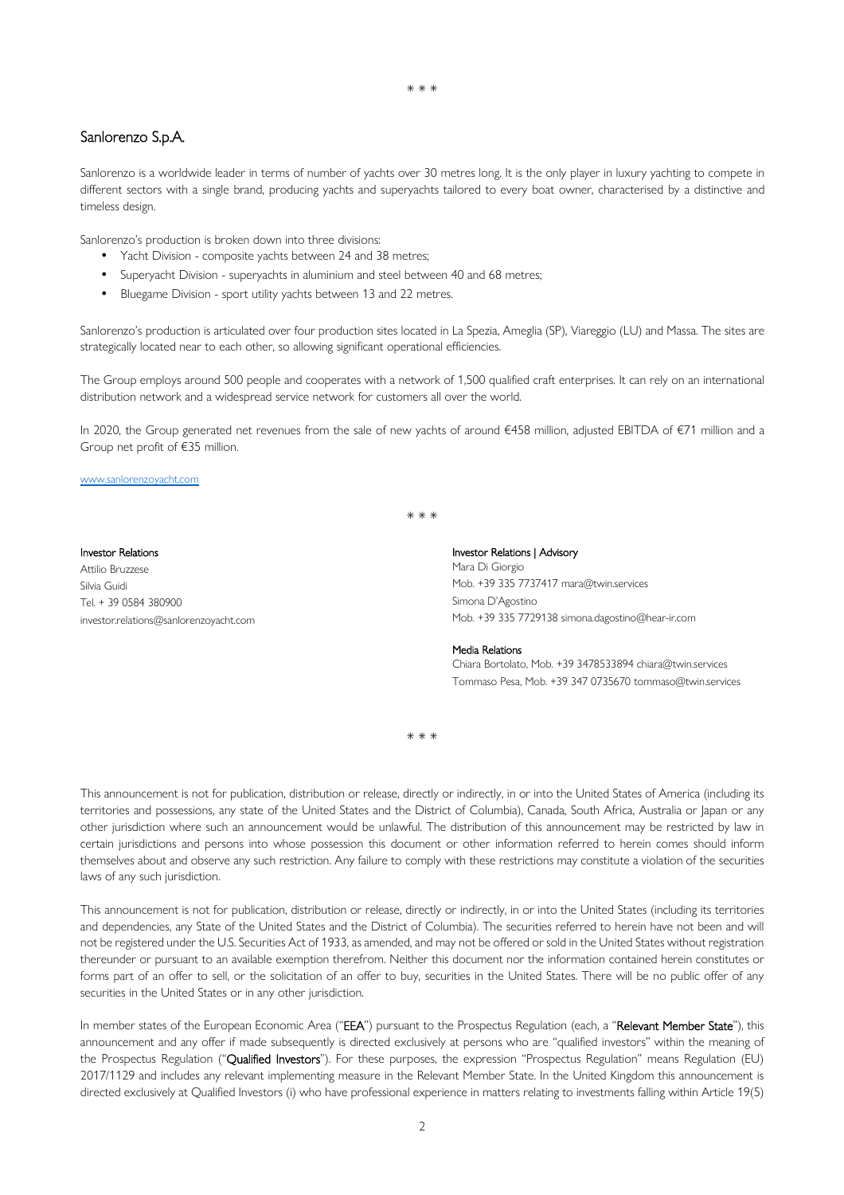\* \* \*

## Sanlorenzo S.p.A.

Sanlorenzo is a worldwide leader in terms of number of yachts over 30 metres long. It is the only player in luxury yachting to compete in different sectors with a single brand, producing yachts and superyachts tailored to every boat owner, characterised by a distinctive and timeless design.

Sanlorenzo's production is broken down into three divisions:

- Yacht Division - composite yachts between 24 and 38 metres;
- Superyacht Division - superyachts in aluminium and steel between 40 and 68 metres;
- Bluegame Division - sport utility yachts between 13 and 22 metres.

Sanlorenzo's production is articulated over four production sites located in La Spezia, Ameglia (SP), Viareggio (LU) and Massa. The sites are strategically located near to each other, so allowing significant operational efficiencies.

The Group employs around 500 people and cooperates with a network of 1,500 qualified craft enterprises. It can rely on an international distribution network and a widespread service network for customers all over the world.

In 2020, the Group generated net revenues from the sale of new yachts of around €458 million, adjusted EBITDA of €71 million and a Group net profit of €35 million.

www.sanlorenzoyacht.com

\* \* \*

**Investor Relations**
Attilio Bruzzese
Silvia Guidi
Tel. + 39 0584 380900
investor.relations@sanlorenzoyacht.com

**Investor Relations | Advisory**
Mara Di Giorgio
Mob. +39 335 7737417 mara@twin.services
Simona D'Agostino
Mob. +39 335 7729138 simona.dagostino@hear-ir.com

**Media Relations**
Chiara Bortolato, Mob. +39 3478533894 chiara@twin.services
Tommaso Pesa, Mob. +39 347 0735670 tommaso@twin.services

\* \* \*

This announcement is not for publication, distribution or release, directly or indirectly, in or into the United States of America (including its territories and possessions, any state of the United States and the District of Columbia), Canada, South Africa, Australia or Japan or any other jurisdiction where such an announcement would be unlawful. The distribution of this announcement may be restricted by law in certain jurisdictions and persons into whose possession this document or other information referred to herein comes should inform themselves about and observe any such restriction. Any failure to comply with these restrictions may constitute a violation of the securities laws of any such jurisdiction.

This announcement is not for publication, distribution or release, directly or indirectly, in or into the United States (including its territories and dependencies, any State of the United States and the District of Columbia). The securities referred to herein have not been and will not be registered under the U.S. Securities Act of 1933, as amended, and may not be offered or sold in the United States without registration thereunder or pursuant to an available exemption therefrom. Neither this document nor the information contained herein constitutes or forms part of an offer to sell, or the solicitation of an offer to buy, securities in the United States. There will be no public offer of any securities in the United States or in any other jurisdiction.

In member states of the European Economic Area ("**EEA**") pursuant to the Prospectus Regulation (each, a "**Relevant Member State**"), this announcement and any offer if made subsequently is directed exclusively at persons who are "qualified investors" within the meaning of the Prospectus Regulation ("**Qualified Investors**"). For these purposes, the expression "Prospectus Regulation" means Regulation (EU) 2017/1129 and includes any relevant implementing measure in the Relevant Member State. In the United Kingdom this announcement is directed exclusively at Qualified Investors (i) who have professional experience in matters relating to investments falling within Article 19(5)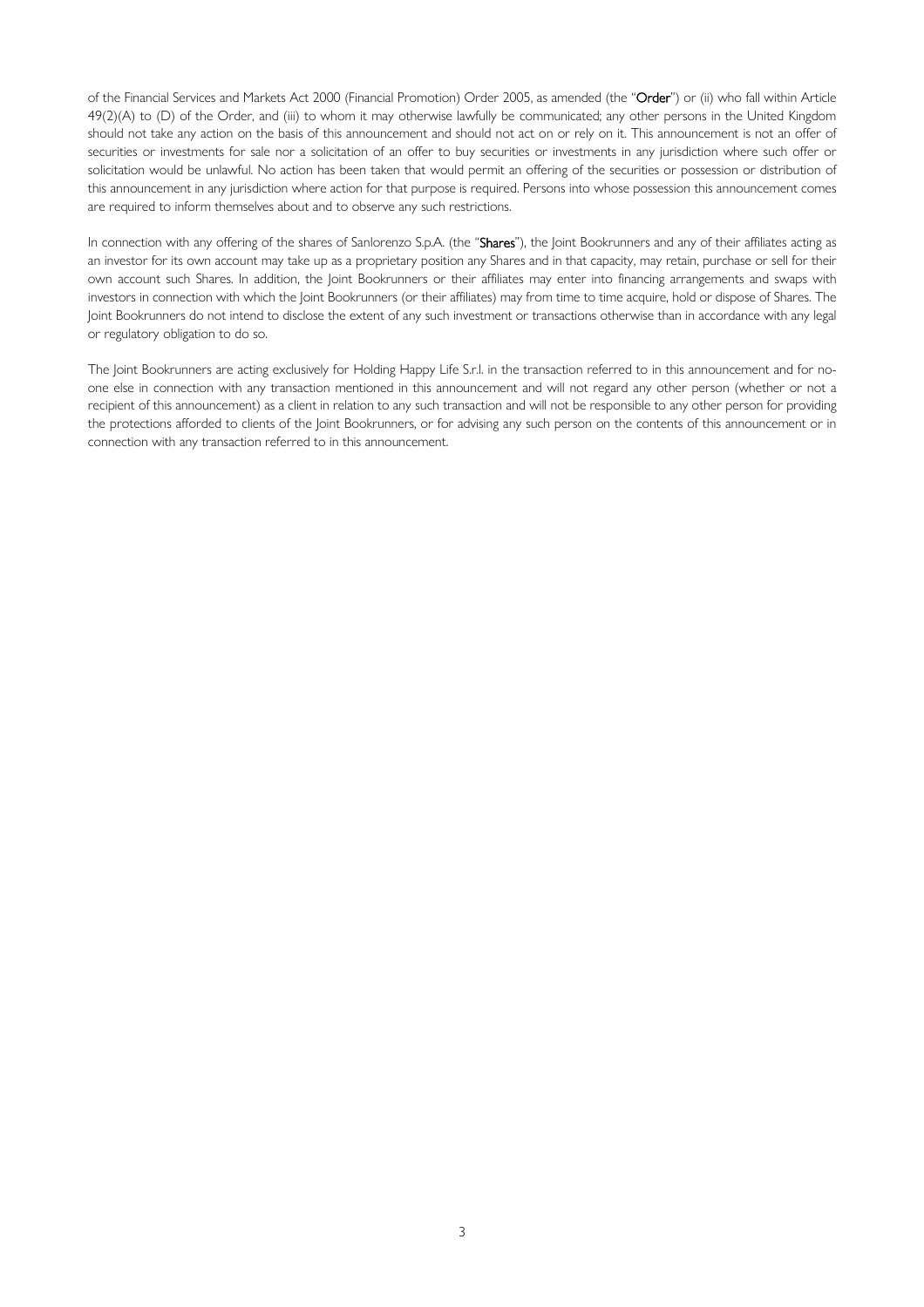of the Financial Services and Markets Act 2000 (Financial Promotion) Order 2005, as amended (the "**Order**") or (ii) who fall within Article 49(2)(A) to (D) of the Order, and (iii) to whom it may otherwise lawfully be communicated; any other persons in the United Kingdom should not take any action on the basis of this announcement and should not act on or rely on it. This announcement is not an offer of securities or investments for sale nor a solicitation of an offer to buy securities or investments in any jurisdiction where such offer or solicitation would be unlawful. No action has been taken that would permit an offering of the securities or possession or distribution of this announcement in any jurisdiction where action for that purpose is required. Persons into whose possession this announcement comes are required to inform themselves about and to observe any such restrictions.

In connection with any offering of the shares of Sanlorenzo S.p.A. (the "**Shares**"), the Joint Bookrunners and any of their affiliates acting as an investor for its own account may take up as a proprietary position any Shares and in that capacity, may retain, purchase or sell for their own account such Shares. In addition, the Joint Bookrunners or their affiliates may enter into financing arrangements and swaps with investors in connection with which the Joint Bookrunners (or their affiliates) may from time to time acquire, hold or dispose of Shares. The Joint Bookrunners do not intend to disclose the extent of any such investment or transactions otherwise than in accordance with any legal or regulatory obligation to do so.

The Joint Bookrunners are acting exclusively for Holding Happy Life S.r.l. in the transaction referred to in this announcement and for no-one else in connection with any transaction mentioned in this announcement and will not regard any other person (whether or not a recipient of this announcement) as a client in relation to any such transaction and will not be responsible to any other person for providing the protections afforded to clients of the Joint Bookrunners, or for advising any such person on the contents of this announcement or in connection with any transaction referred to in this announcement.